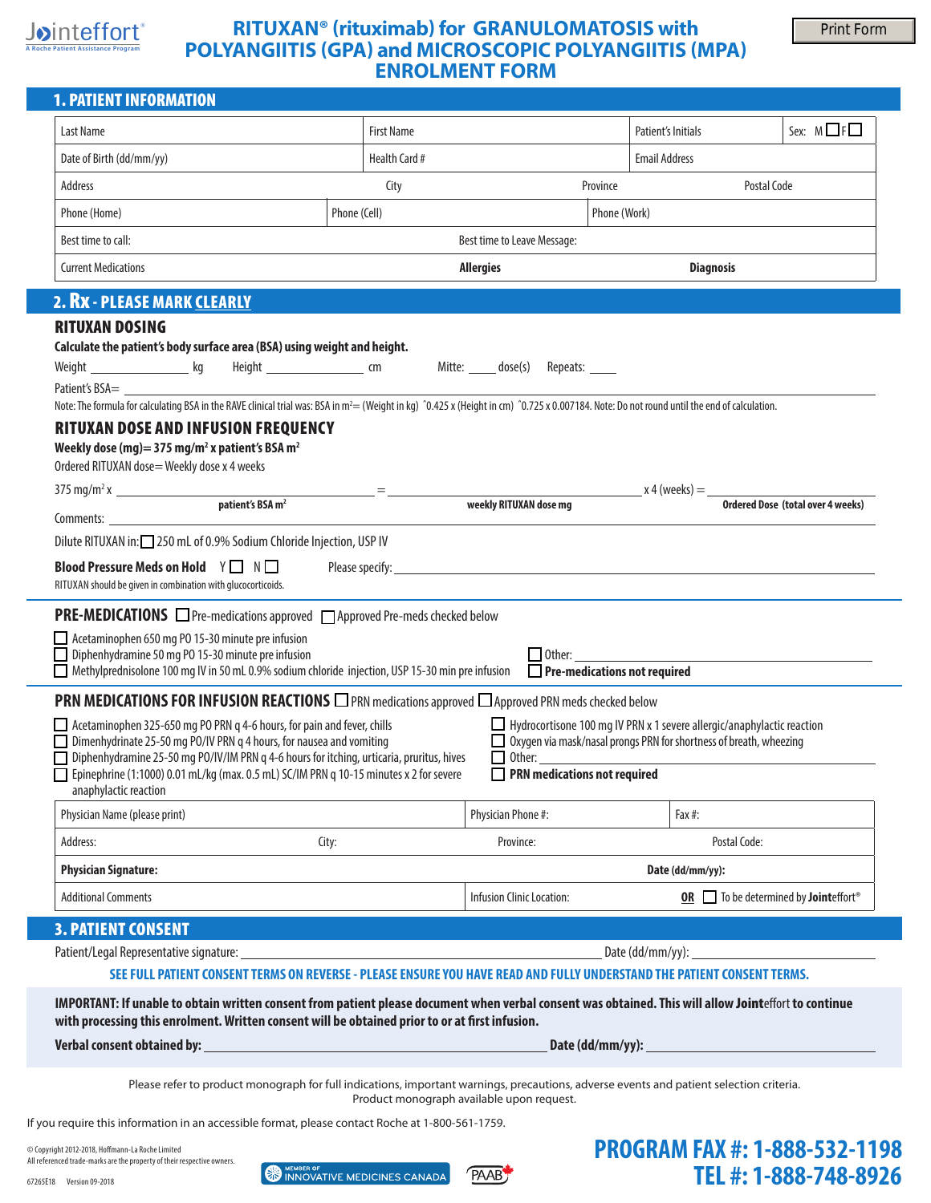Jointeffort® A Roche Patient Assistance Program

# RITUXAN® (rituximab) for GRANULOMATOSIS with POLYANGIITIS (GPA) and MICROSCOPIC POLYANGIITIS (MPA) ENROLMENT FORM

Print Form

## 1. PATIENT INFORMATION

| Last Name | First Name | Patient's Initials | Sex: M ☐ F ☐ |
|---|---|---|---|
| Date of Birth (dd/mm/yy) | Health Card # | Email Address | |
| Address | City | Province | Postal Code |
| Phone (Home) | Phone (Cell) | Phone (Work) | |
| Best time to call: | Best time to Leave Message: | | |
| Current Medications | **Allergies** | **Diagnosis** | |

## 2. Rx - PLEASE MARK CLEARLY

### RITUXAN DOSING

**Calculate the patient's body surface area (BSA) using weight and height.**

Weight ______ kg Height ______ cm Mitte: ____ dose(s) Repeats: ____

Patient's BSA= ______

Note: The formula for calculating BSA in the RAVE clinical trial was: BSA in $m^2$= (Weight in kg) ^0.425 x (Height in cm) ^0.725 x 0.007184. Note: Do not round until the end of calculation.

### RITUXAN DOSE AND INFUSION FREQUENCY

**Weekly dose (mg)= 375 mg/$m^2$ x patient's BSA $m^2$**

Ordered RITUXAN dose= Weekly dose x 4 weeks

375 mg/$m^2$ x ______ = ______ x 4 (weeks) = ______

**patient's BSA $m^2$** | **weekly RITUXAN dose mg** | **Ordered Dose (total over 4 weeks)**

Comments: ______

Dilute RITUXAN in: ☐ 250 mL of 0.9% Sodium Chloride Injection, USP IV

**Blood Pressure Meds on Hold** Y ☐ N ☐ Please specify: ______

RITUXAN should be given in combination with glucocorticoids.

### PRE-MEDICATIONS ☐ Pre-medications approved ☐ Approved Pre-meds checked below

- ☐ Acetaminophen 650 mg PO 15-30 minute pre infusion
- ☐ Diphenhydramine 50 mg PO 15-30 minute pre infusion
- ☐ Methylprednisolone 100 mg IV in 50 mL 0.9% sodium chloride injection, USP 15-30 min pre infusion
- ☐ Other: ______
- ☐ **Pre-medications not required**

### PRN MEDICATIONS FOR INFUSION REACTIONS ☐ PRN medications approved ☐ Approved PRN meds checked below

- ☐ Acetaminophen 325-650 mg PO PRN q 4-6 hours, for pain and fever, chills
- ☐ Dimenhydrinate 25-50 mg PO/IV PRN q 4 hours, for nausea and vomiting
- ☐ Diphenhydramine 25-50 mg PO/IV/IM PRN q 4-6 hours for itching, urticaria, pruritus, hives
- ☐ Epinephrine (1:1000) 0.01 mL/kg (max. 0.5 mL) SC/IM PRN q 10-15 minutes x 2 for severe anaphylactic reaction
- ☐ Hydrocortisone 100 mg IV PRN x 1 severe allergic/anaphylactic reaction
- ☐ Oxygen via mask/nasal prongs PRN for shortness of breath, wheezing
- ☐ Other: ______
- ☐ **PRN medications not required**

| Physician Name (please print) | | Physician Phone #: | Fax #: |
|---|---|---|---|
| Address: | City: | Province: | Postal Code: |
| **Physician Signature:** | | **Date (dd/mm/yy):** | |
| Additional Comments | | Infusion Clinic Location: | **OR** ☐ To be determined by **Joint**effort® |

## 3. PATIENT CONSENT

Patient/Legal Representative signature: ______ Date (dd/mm/yy): ______

**SEE FULL PATIENT CONSENT TERMS ON REVERSE - PLEASE ENSURE YOU HAVE READ AND FULLY UNDERSTAND THE PATIENT CONSENT TERMS.**

**IMPORTANT: If unable to obtain written consent from patient please document when verbal consent was obtained. This will allow Joint**effort **to continue with processing this enrolment. Written consent will be obtained prior to or at first infusion.**

**Verbal consent obtained by:** ______ **Date (dd/mm/yy):** ______

Please refer to product monograph for full indications, important warnings, precautions, adverse events and patient selection criteria. Product monograph available upon request.

If you require this information in an accessible format, please contact Roche at 1-800-561-1759.

© Copyright 2012-2018, Hoffmann-La Roche Limited
All referenced trade-marks are the property of their respective owners.

67265E18 Version 09-2018

MEMBER OF INNOVATIVE MEDICINES CANADA PAAB

**PROGRAM FAX #: 1-888-532-1198**
**TEL #: 1-888-748-8926**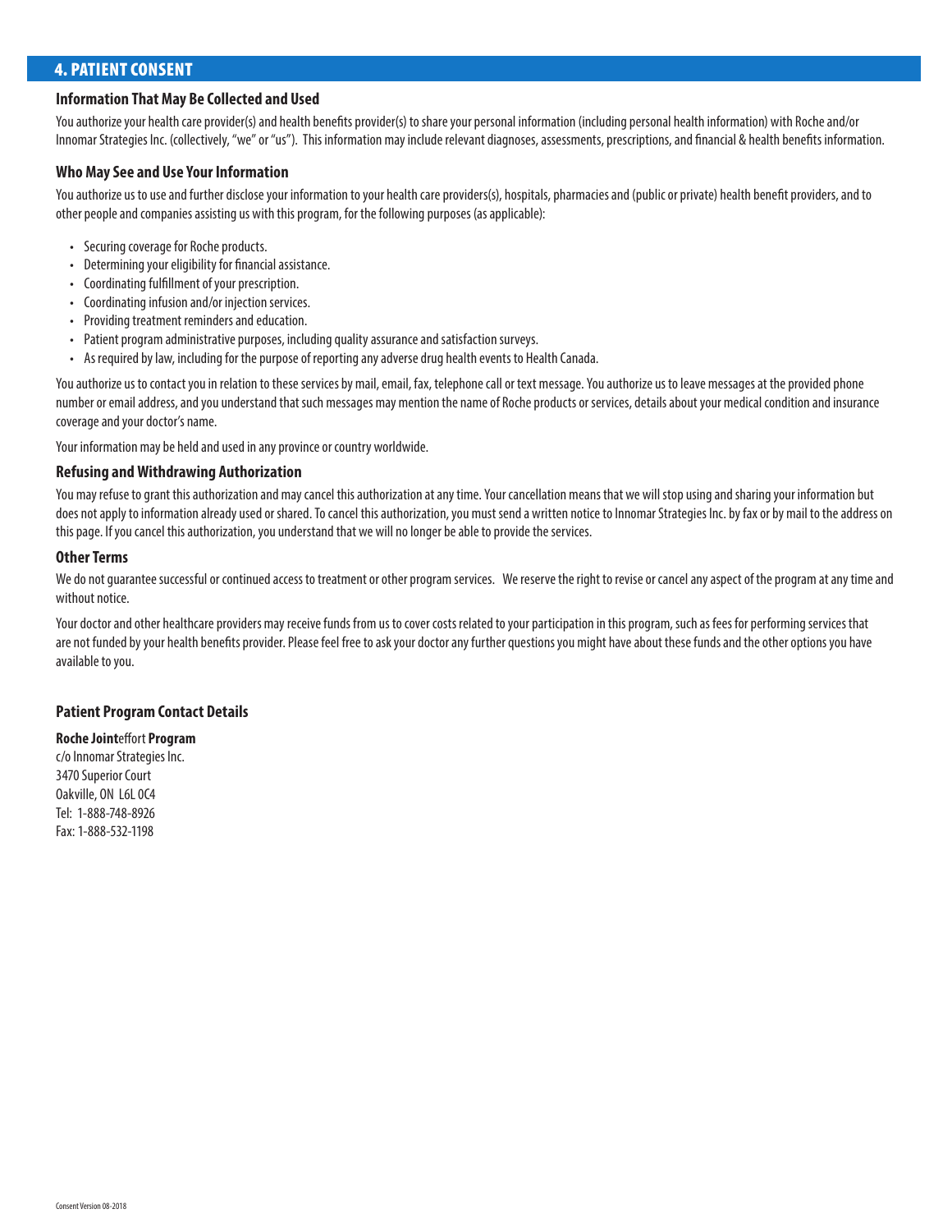## 4. PATIENT CONSENT

### Information That May Be Collected and Used

You authorize your health care provider(s) and health benefits provider(s) to share your personal information (including personal health information) with Roche and/or Innomar Strategies Inc. (collectively, "we" or "us"). This information may include relevant diagnoses, assessments, prescriptions, and financial & health benefits information.

### Who May See and Use Your Information

You authorize us to use and further disclose your information to your health care providers(s), hospitals, pharmacies and (public or private) health benefit providers, and to other people and companies assisting us with this program, for the following purposes (as applicable):

- Securing coverage for Roche products.
- Determining your eligibility for financial assistance.
- Coordinating fulfillment of your prescription.
- Coordinating infusion and/or injection services.
- Providing treatment reminders and education.
- Patient program administrative purposes, including quality assurance and satisfaction surveys.
- As required by law, including for the purpose of reporting any adverse drug health events to Health Canada.

You authorize us to contact you in relation to these services by mail, email, fax, telephone call or text message. You authorize us to leave messages at the provided phone number or email address, and you understand that such messages may mention the name of Roche products or services, details about your medical condition and insurance coverage and your doctor's name.

Your information may be held and used in any province or country worldwide.

### Refusing and Withdrawing Authorization

You may refuse to grant this authorization and may cancel this authorization at any time. Your cancellation means that we will stop using and sharing your information but does not apply to information already used or shared. To cancel this authorization, you must send a written notice to Innomar Strategies Inc. by fax or by mail to the address on this page. If you cancel this authorization, you understand that we will no longer be able to provide the services.

### Other Terms

We do not guarantee successful or continued access to treatment or other program services. We reserve the right to revise or cancel any aspect of the program at any time and without notice.

Your doctor and other healthcare providers may receive funds from us to cover costs related to your participation in this program, such as fees for performing services that are not funded by your health benefits provider. Please feel free to ask your doctor any further questions you might have about these funds and the other options you have available to you.

### Patient Program Contact Details

**Roche Joint**effort **Program**
c/o Innomar Strategies Inc.
3470 Superior Court
Oakville, ON L6L 0C4
Tel: 1-888-748-8926
Fax: 1-888-532-1198

Consent Version 08-2018